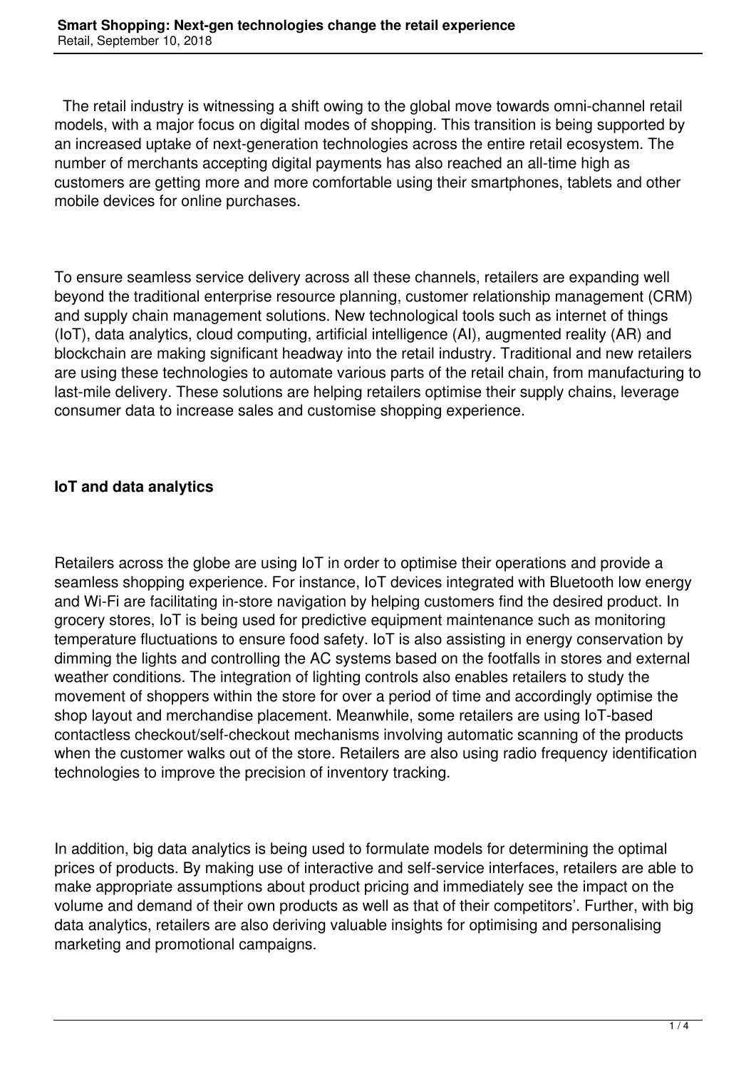# Smart Shopping: Next-gen technologies change the retail experience

Retail, September 10, 2018

The retail industry is witnessing a shift owing to the global move towards omni-channel retail models, with a major focus on digital modes of shopping. This transition is being supported by an increased uptake of next-generation technologies across the entire retail ecosystem. The number of merchants accepting digital payments has also reached an all-time high as customers are getting more and more comfortable using their smartphones, tablets and other mobile devices for online purchases.

To ensure seamless service delivery across all these channels, retailers are expanding well beyond the traditional enterprise resource planning, customer relationship management (CRM) and supply chain management solutions. New technological tools such as internet of things (IoT), data analytics, cloud computing, artificial intelligence (AI), augmented reality (AR) and blockchain are making significant headway into the retail industry. Traditional and new retailers are using these technologies to automate various parts of the retail chain, from manufacturing to last-mile delivery. These solutions are helping retailers optimise their supply chains, leverage consumer data to increase sales and customise shopping experience.

## IoT and data analytics

Retailers across the globe are using IoT in order to optimise their operations and provide a seamless shopping experience. For instance, IoT devices integrated with Bluetooth low energy and Wi-Fi are facilitating in-store navigation by helping customers find the desired product. In grocery stores, IoT is being used for predictive equipment maintenance such as monitoring temperature fluctuations to ensure food safety. IoT is also assisting in energy conservation by dimming the lights and controlling the AC systems based on the footfalls in stores and external weather conditions. The integration of lighting controls also enables retailers to study the movement of shoppers within the store for over a period of time and accordingly optimise the shop layout and merchandise placement. Meanwhile, some retailers are using IoT-based contactless checkout/self-checkout mechanisms involving automatic scanning of the products when the customer walks out of the store. Retailers are also using radio frequency identification technologies to improve the precision of inventory tracking.

In addition, big data analytics is being used to formulate models for determining the optimal prices of products. By making use of interactive and self-service interfaces, retailers are able to make appropriate assumptions about product pricing and immediately see the impact on the volume and demand of their own products as well as that of their competitors'. Further, with big data analytics, retailers are also deriving valuable insights for optimising and personalising marketing and promotional campaigns.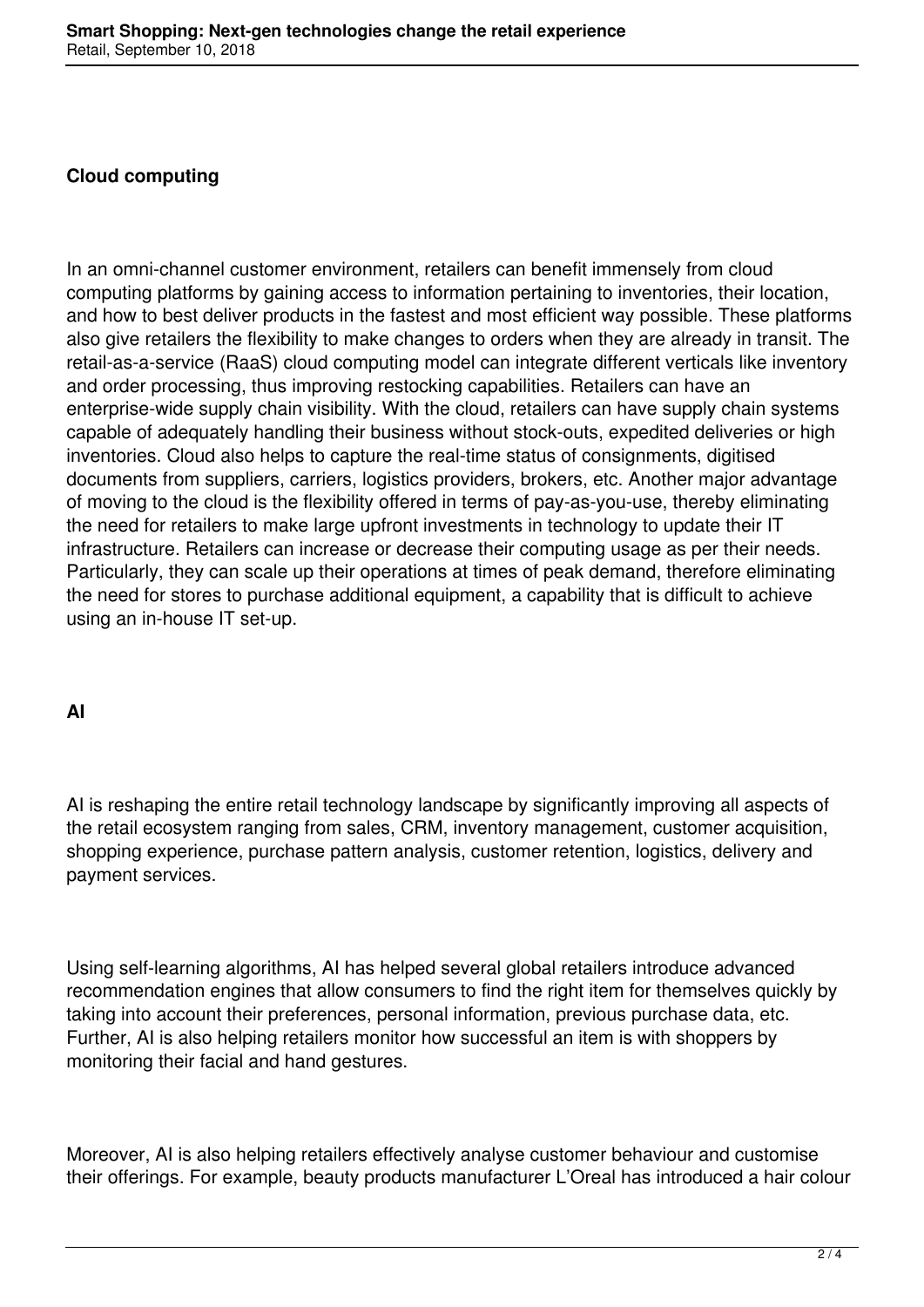**Cloud computing**

In an omni-channel customer environment, retailers can benefit immensely from cloud computing platforms by gaining access to information pertaining to inventories, their location, and how to best deliver products in the fastest and most efficient way possible. These platforms also give retailers the flexibility to make changes to orders when they are already in transit. The retail-as-a-service (RaaS) cloud computing model can integrate different verticals like inventory and order processing, thus improving restocking capabilities. Retailers can have an enterprise-wide supply chain visibility. With the cloud, retailers can have supply chain systems capable of adequately handling their business without stock-outs, expedited deliveries or high inventories. Cloud also helps to capture the real-time status of consignments, digitised documents from suppliers, carriers, logistics providers, brokers, etc. Another major advantage of moving to the cloud is the flexibility offered in terms of pay-as-you-use, thereby eliminating the need for retailers to make large upfront investments in technology to update their IT infrastructure. Retailers can increase or decrease their computing usage as per their needs. Particularly, they can scale up their operations at times of peak demand, therefore eliminating the need for stores to purchase additional equipment, a capability that is difficult to achieve using an in-house IT set-up.

**AI**

AI is reshaping the entire retail technology landscape by significantly improving all aspects of the retail ecosystem ranging from sales, CRM, inventory management, customer acquisition, shopping experience, purchase pattern analysis, customer retention, logistics, delivery and payment services.

Using self-learning algorithms, AI has helped several global retailers introduce advanced recommendation engines that allow consumers to find the right item for themselves quickly by taking into account their preferences, personal information, previous purchase data, etc. Further, AI is also helping retailers monitor how successful an item is with shoppers by monitoring their facial and hand gestures.

Moreover, AI is also helping retailers effectively analyse customer behaviour and customise their offerings. For example, beauty products manufacturer L'Oreal has introduced a hair colour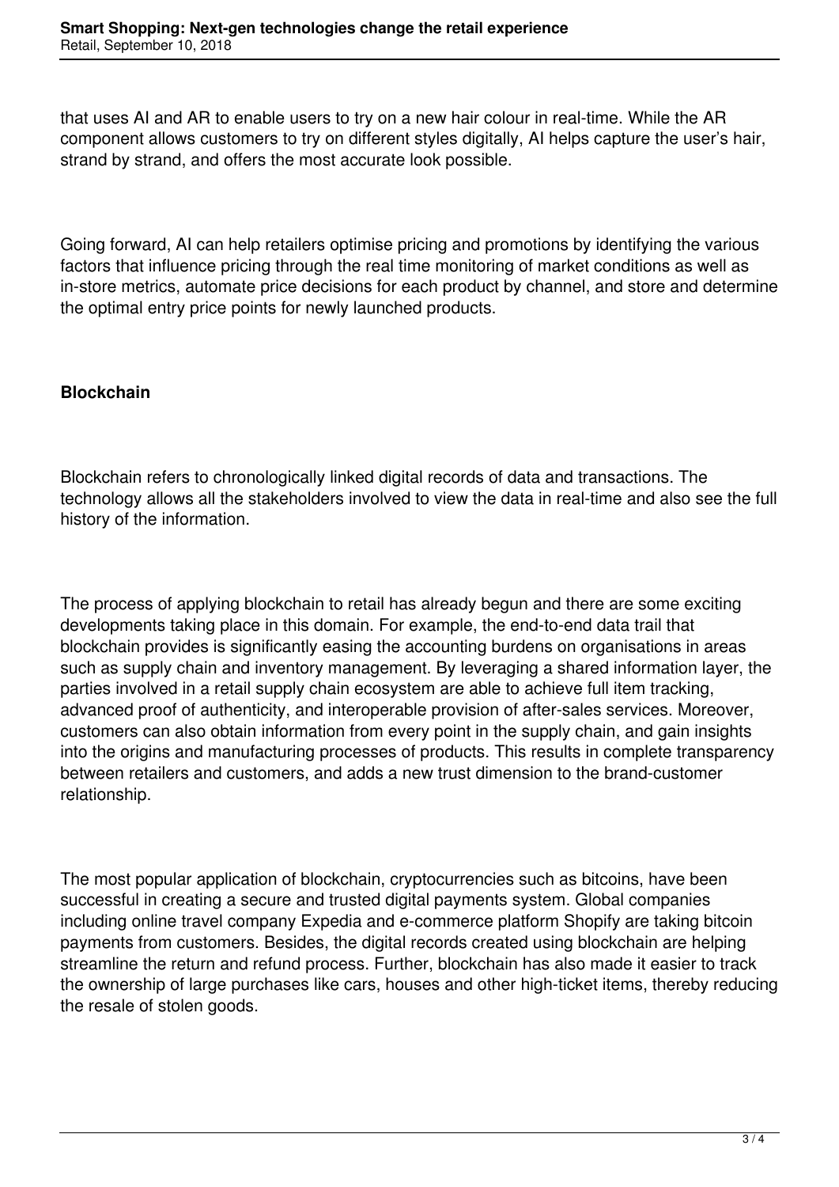that uses AI and AR to enable users to try on a new hair colour in real-time. While the AR component allows customers to try on different styles digitally, AI helps capture the user's hair, strand by strand, and offers the most accurate look possible.

Going forward, AI can help retailers optimise pricing and promotions by identifying the various factors that influence pricing through the real time monitoring of market conditions as well as in-store metrics, automate price decisions for each product by channel, and store and determine the optimal entry price points for newly launched products.

**Blockchain**

Blockchain refers to chronologically linked digital records of data and transactions. The technology allows all the stakeholders involved to view the data in real-time and also see the full history of the information.

The process of applying blockchain to retail has already begun and there are some exciting developments taking place in this domain. For example, the end-to-end data trail that blockchain provides is significantly easing the accounting burdens on organisations in areas such as supply chain and inventory management. By leveraging a shared information layer, the parties involved in a retail supply chain ecosystem are able to achieve full item tracking, advanced proof of authenticity, and interoperable provision of after-sales services. Moreover, customers can also obtain information from every point in the supply chain, and gain insights into the origins and manufacturing processes of products. This results in complete transparency between retailers and customers, and adds a new trust dimension to the brand-customer relationship.

The most popular application of blockchain, cryptocurrencies such as bitcoins, have been successful in creating a secure and trusted digital payments system. Global companies including online travel company Expedia and e-commerce platform Shopify are taking bitcoin payments from customers. Besides, the digital records created using blockchain are helping streamline the return and refund process. Further, blockchain has also made it easier to track the ownership of large purchases like cars, houses and other high-ticket items, thereby reducing the resale of stolen goods.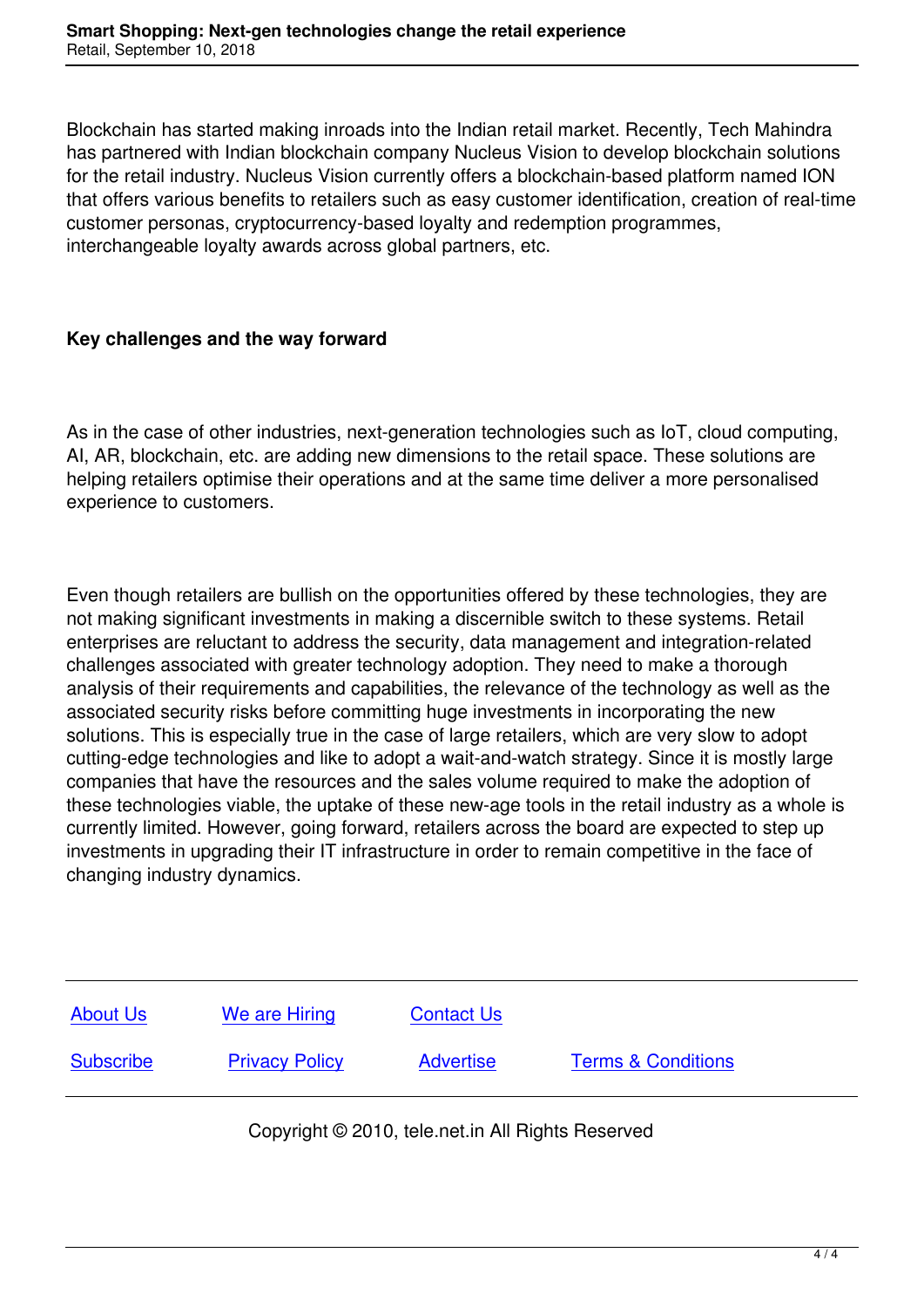Blockchain has started making inroads into the Indian retail market. Recently, Tech Mahindra has partnered with Indian blockchain company Nucleus Vision to develop blockchain solutions for the retail industry. Nucleus Vision currently offers a blockchain-based platform named ION that offers various benefits to retailers such as easy customer identification, creation of real-time customer personas, cryptocurrency-based loyalty and redemption programmes, interchangeable loyalty awards across global partners, etc.

**Key challenges and the way forward**

As in the case of other industries, next-generation technologies such as IoT, cloud computing, AI, AR, blockchain, etc. are adding new dimensions to the retail space. These solutions are helping retailers optimise their operations and at the same time deliver a more personalised experience to customers.

Even though retailers are bullish on the opportunities offered by these technologies, they are not making significant investments in making a discernible switch to these systems. Retail enterprises are reluctant to address the security, data management and integration-related challenges associated with greater technology adoption. They need to make a thorough analysis of their requirements and capabilities, the relevance of the technology as well as the associated security risks before committing huge investments in incorporating the new solutions. This is especially true in the case of large retailers, which are very slow to adopt cutting-edge technologies and like to adopt a wait-and-watch strategy. Since it is mostly large companies that have the resources and the sales volume required to make the adoption of these technologies viable, the uptake of these new-age tools in the retail industry as a whole is currently limited. However, going forward, retailers across the board are expected to step up investments in upgrading their IT infrastructure in order to remain competitive in the face of changing industry dynamics.

| | | | |
|---|---|---|---|
| About Us | We are Hiring | Contact Us | |
| Subscribe | Privacy Policy | Advertise | Terms & Conditions |

Copyright © 2010, tele.net.in All Rights Reserved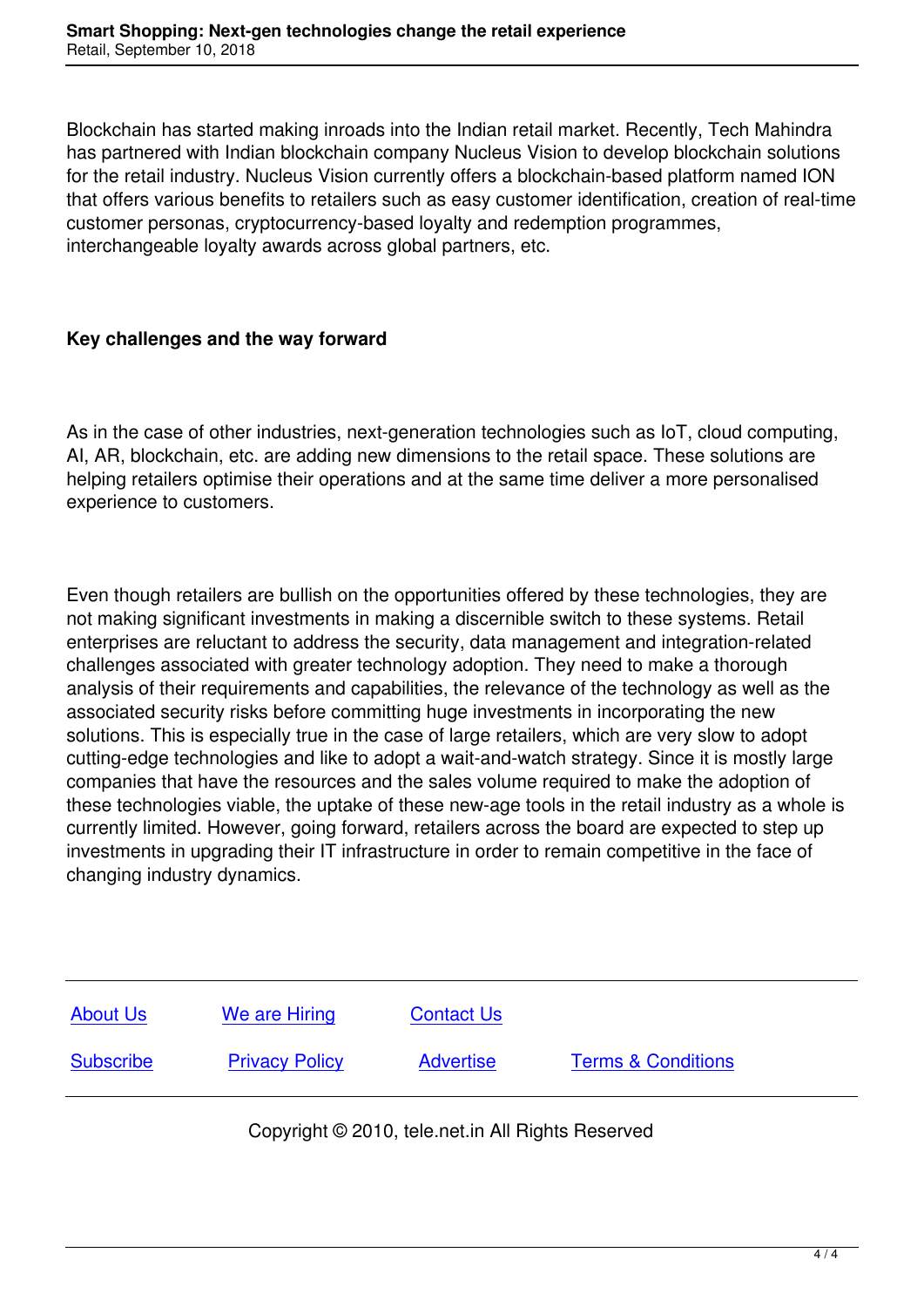Blockchain has started making inroads into the Indian retail market. Recently, Tech Mahindra has partnered with Indian blockchain company Nucleus Vision to develop blockchain solutions for the retail industry. Nucleus Vision currently offers a blockchain-based platform named ION that offers various benefits to retailers such as easy customer identification, creation of real-time customer personas, cryptocurrency-based loyalty and redemption programmes, interchangeable loyalty awards across global partners, etc.

**Key challenges and the way forward**

As in the case of other industries, next-generation technologies such as IoT, cloud computing, AI, AR, blockchain, etc. are adding new dimensions to the retail space. These solutions are helping retailers optimise their operations and at the same time deliver a more personalised experience to customers.

Even though retailers are bullish on the opportunities offered by these technologies, they are not making significant investments in making a discernible switch to these systems. Retail enterprises are reluctant to address the security, data management and integration-related challenges associated with greater technology adoption. They need to make a thorough analysis of their requirements and capabilities, the relevance of the technology as well as the associated security risks before committing huge investments in incorporating the new solutions. This is especially true in the case of large retailers, which are very slow to adopt cutting-edge technologies and like to adopt a wait-and-watch strategy. Since it is mostly large companies that have the resources and the sales volume required to make the adoption of these technologies viable, the uptake of these new-age tools in the retail industry as a whole is currently limited. However, going forward, retailers across the board are expected to step up investments in upgrading their IT infrastructure in order to remain competitive in the face of changing industry dynamics.

| | | | |
|---|---|---|---|
| About Us | We are Hiring | Contact Us | |
| Subscribe | Privacy Policy | Advertise | Terms & Conditions |

Copyright © 2010, tele.net.in All Rights Reserved